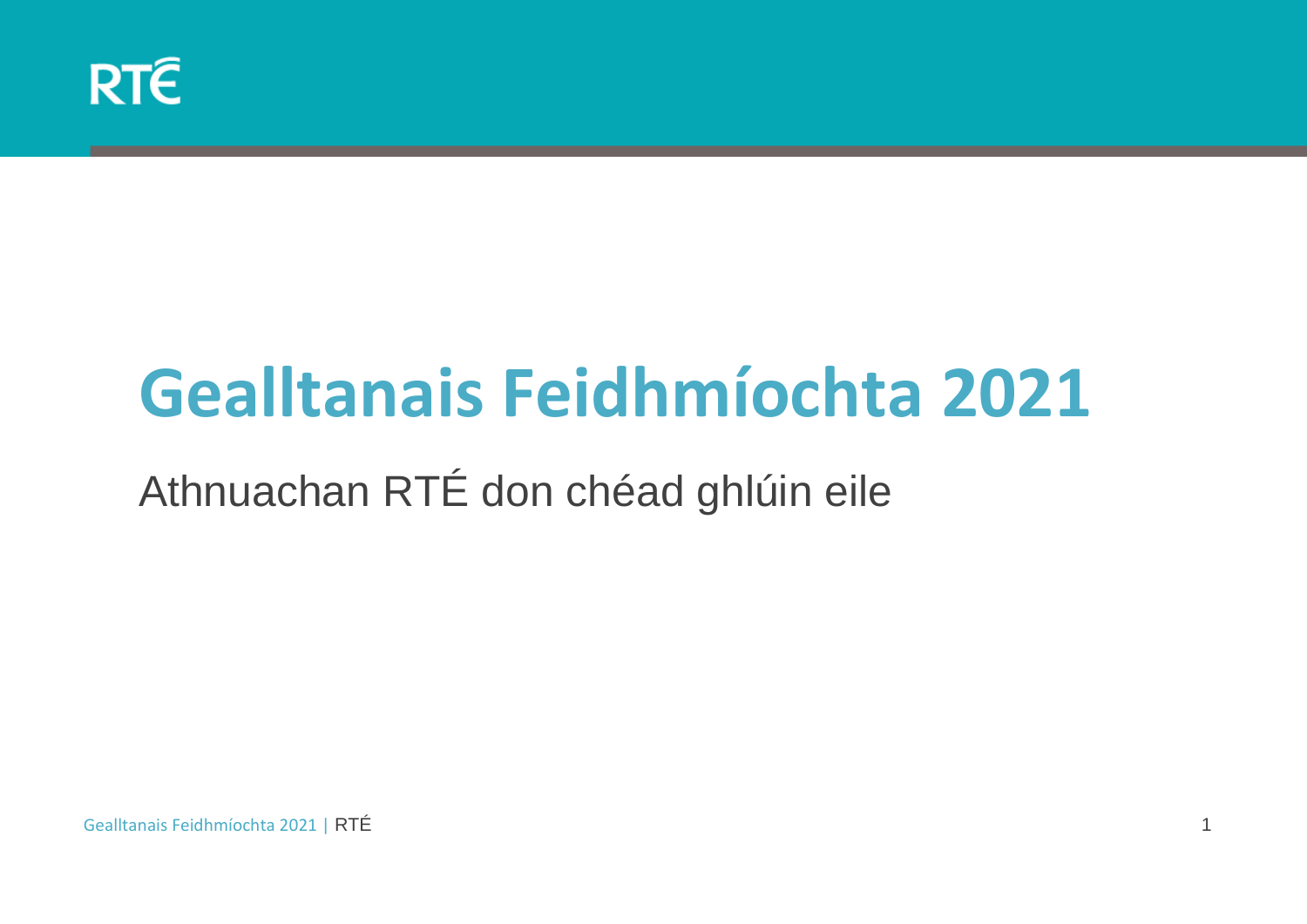RTÉ

# Gealltanais Feidhmíochta 2021

Athnuachan RTÉ don chéad ghlúin eile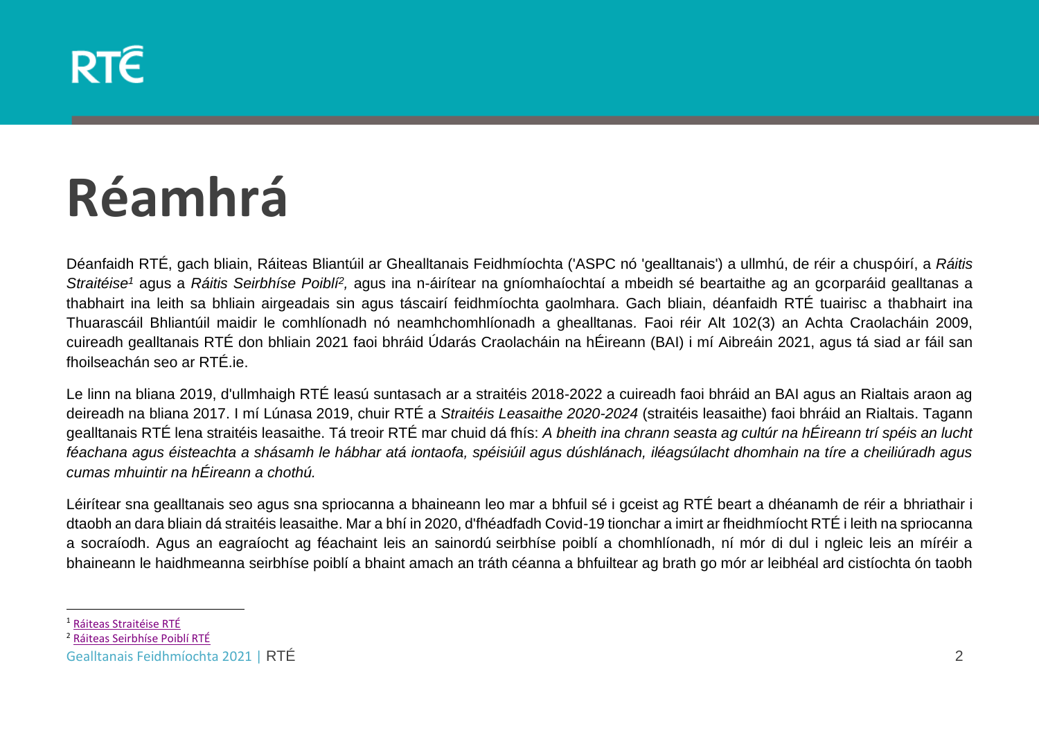# Réamhrá

Déanfaidh RTÉ, gach bliain, Ráiteas Bliantúil ar Ghealltanais Feidhmíochta ('ASPC nó 'gealltanais') a ullmhú, de réir a chuspóirí, a *Ráitis Straitéise*[1] agus a *Ráitis Seirbhíse Poiblí*[2]*,* agus ina n-áirítear na gníomhaíochtaí a mbeidh sé beartaithe ag an gcorparáid gealltanas a thabhairt ina leith sa bhliain airgeadais sin agus táscairí feidhmíochta gaolmhara. Gach bliain, déanfaidh RTÉ tuairisc a thabhairt ina Thuarascáil Bhliantúil maidir le comhlíonadh nó neamhchomhlíonadh a ghealltanas. Faoi réir Alt 102(3) an Achta Craolacháin 2009, cuireadh gealltanais RTÉ don bhliain 2021 faoi bhráid Údarás Craolacháin na hÉireann (BAI) i mí Aibreáin 2021, agus tá siad ar fáil san fhoilseachán seo ar RTÉ.ie.

Le linn na bliana 2019, d'ullmhaigh RTÉ leasú suntasach ar a straitéis 2018-2022 a cuireadh faoi bhráid an BAI agus an Rialtais araon ag deireadh na bliana 2017. I mí Lúnasa 2019, chuir RTÉ a *Straitéis Leasaithe 2020-2024* (straitéis leasaithe) faoi bhráid an Rialtais. Tagann gealltanais RTÉ lena straitéis leasaithe. Tá treoir RTÉ mar chuid dá fhís: *A bheith ina chrann seasta ag cultúr na hÉireann trí spéis an lucht féachana agus éisteachta a shásamh le hábhar atá iontaofa, spéisiúil agus dúshlánach, iléagsúlacht dhomhain na tíre a cheiliúradh agus cumas mhuintir na hÉireann a chothú.*

Léirítear sna gealltanais seo agus sna spriocanna a bhaineann leo mar a bhfuil sé i gceist ag RTÉ beart a dhéanamh de réir a bhriathair i dtaobh an dara bliain dá straitéis leasaithe. Mar a bhí in 2020, d'fhéadfadh Covid-19 tionchar a imirt ar fheidhmíocht RTÉ i leith na spriocanna a socraíodh. Agus an eagraíocht ag féachaint leis an sainordú seirbhíse poiblí a chomhlíonadh, ní mór di dul i ngleic leis an míréir a bhaineann le haidhmeanna seirbhíse poiblí a bhaint amach an tráth céanna a bhfuiltear ag brath go mór ar leibhéal ard cistíochta ón taobh

---

[1] Ráiteas Straitéise RTÉ

[2] Ráiteas Seirbhíse Poiblí RTÉ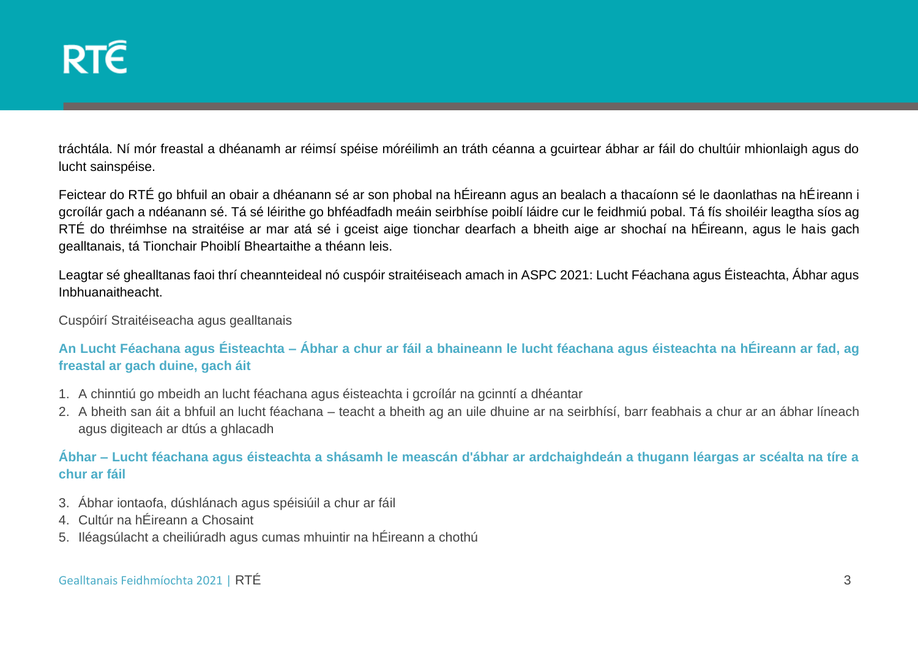tráchtála. Ní mór freastal a dhéanamh ar réimsí spéise móréilimh an tráth céanna a gcuirtear ábhar ar fáil do chultúir mhionlaigh agus do lucht sainspéise.

Feictear do RTÉ go bhfuil an obair a dhéanann sé ar son phobal na hÉireann agus an bealach a thacaíonn sé le daonlathas na hÉireann i gcroílár gach a ndéanann sé. Tá sé léirithe go bhféadfadh meáin seirbhíse poiblí láidre cur le feidhmiú pobal. Tá fís shoiléir leagtha síos ag RTÉ do thréimhse na straitéise ar mar atá sé i gceist aige tionchar dearfach a bheith aige ar shochaí na hÉireann, agus le hais gach gealltanais, tá Tionchair Phoiblí Bheartaithe a théann leis.

Leagtar sé ghealltanas faoi thrí cheannteideal nó cuspóir straitéiseach amach in ASPC 2021: Lucht Féachana agus Éisteachta, Ábhar agus Inbhuanaitheacht.

Cuspóirí Straitéiseacha agus gealltanais

**An Lucht Féachana agus Éisteachta – Ábhar a chur ar fáil a bhaineann le lucht féachana agus éisteachta na hÉireann ar fad, ag freastal ar gach duine, gach áit**

1. A chinntiú go mbeidh an lucht féachana agus éisteachta i gcroílár na gcinntí a dhéantar
2. A bheith san áit a bhfuil an lucht féachana – teacht a bheith ag an uile dhuine ar na seirbhísí, barr feabhais a chur ar an ábhar líneach agus digiteach ar dtús a ghlacadh

**Ábhar – Lucht féachana agus éisteachta a shásamh le meascán d'ábhar ar ardchaighdeán a thugann léargas ar scéalta na tíre a chur ar fáil**

3. Ábhar iontaofa, dúshlánach agus spéisiúil a chur ar fáil
4. Cultúr na hÉireann a Chosaint
5. Iléagsúlacht a cheiliúradh agus cumas mhuintir na hÉireann a chothú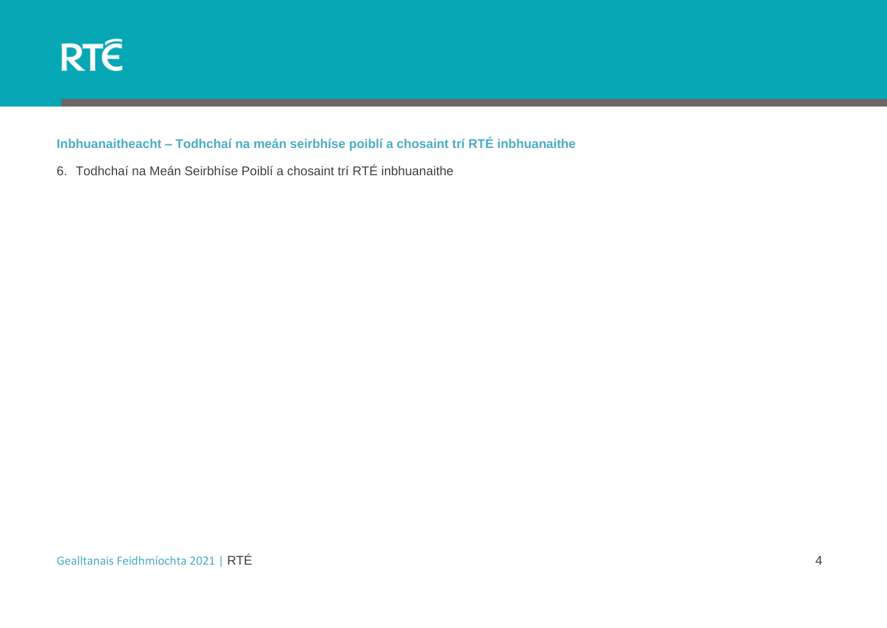## Inbhuanaitheacht – Todhchaí na meán seirbhíse poiblí a chosaint trí RTÉ inbhuanaithe

6. Todhchaí na Meán Seirbhíse Poiblí a chosaint trí RTÉ inbhuanaithe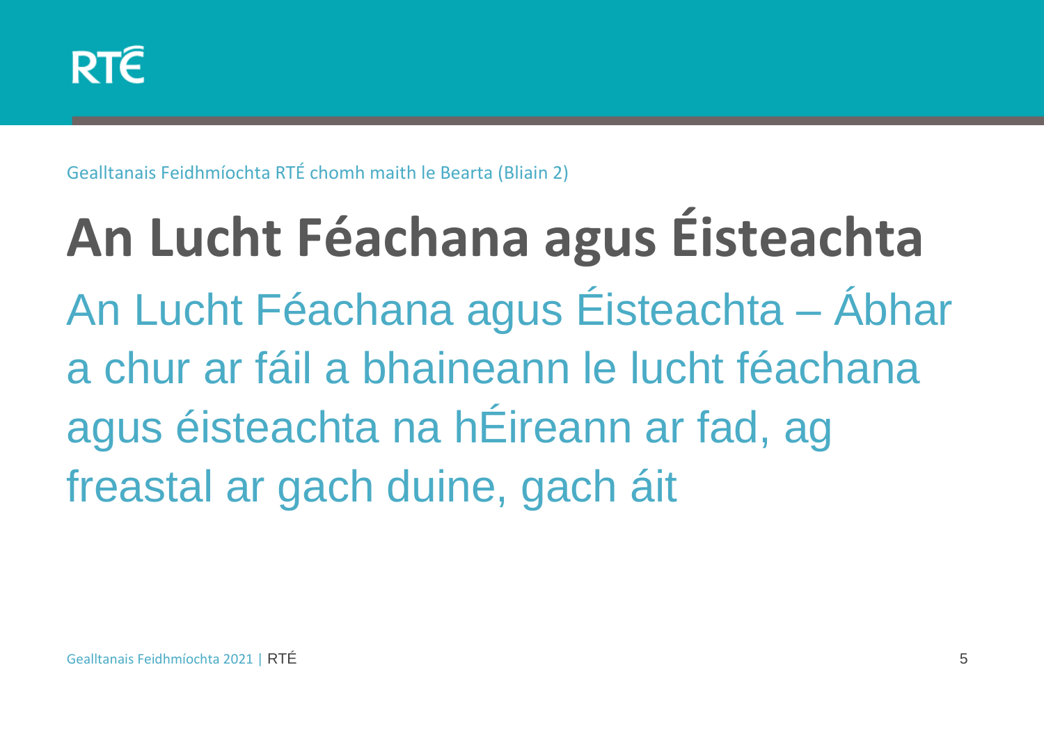Gealltanais Feidhmíochta RTÉ chomh maith le Bearta (Bliain 2)

# An Lucht Féachana agus Éisteachta

## An Lucht Féachana agus Éisteachta – Ábhar a chur ar fáil a bhaineann le lucht féachana agus éisteachta na hÉireann ar fad, ag freastal ar gach duine, gach áit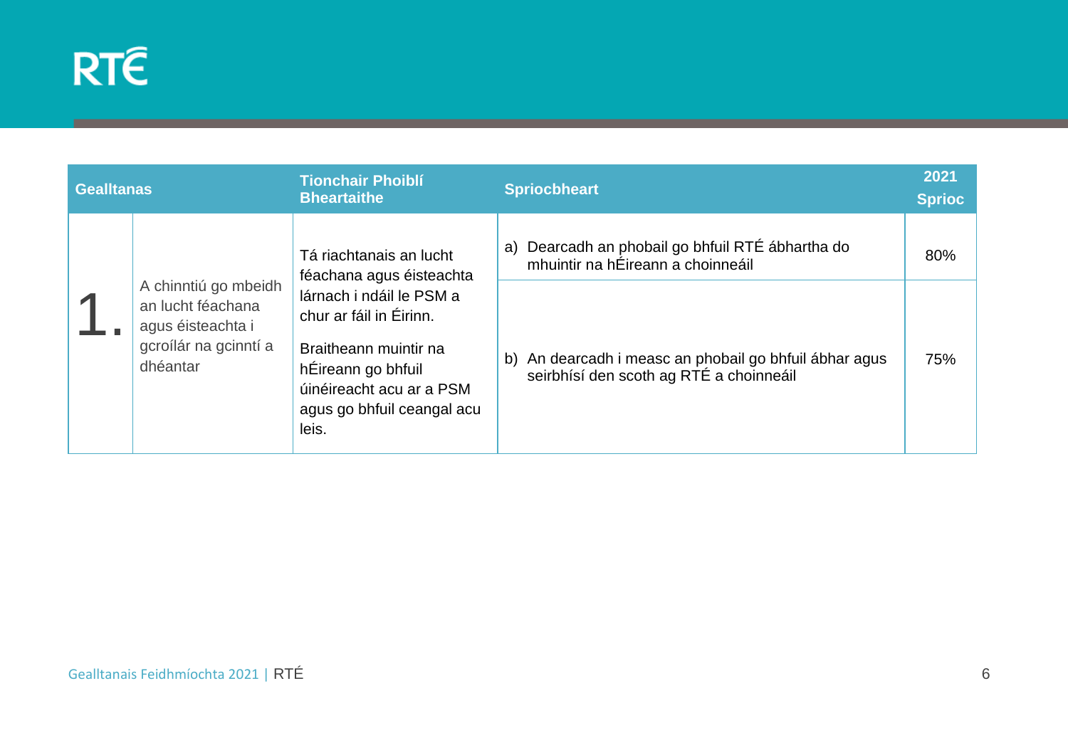| Gealltanas | | Tionchair Phoiblí Bheartaithe | Spriocbheart | 2021 Sprioc |
|---|---|---|---|---|
| 1. | A chinntiú go mbeidh an lucht féachana agus éisteachta i gcroílár na gcinntí a dhéantar | Tá riachtanais an lucht féachana agus éisteachta lárnach i ndáil le PSM a chur ar fáil in Éirinn. Braitheann muintir na hÉireann go bhfuil úinéireacht acu ar a PSM agus go bhfuil ceangal acu leis. | a) Dearcadh an phobail go bhfuil RTÉ ábhartha do mhuintir na hÉireann a choinneáil | 80% |
| | | | b) An dearcadh i measc an phobail go bhfuil ábhar agus seirbhísí den scoth ag RTÉ a choinneáil | 75% |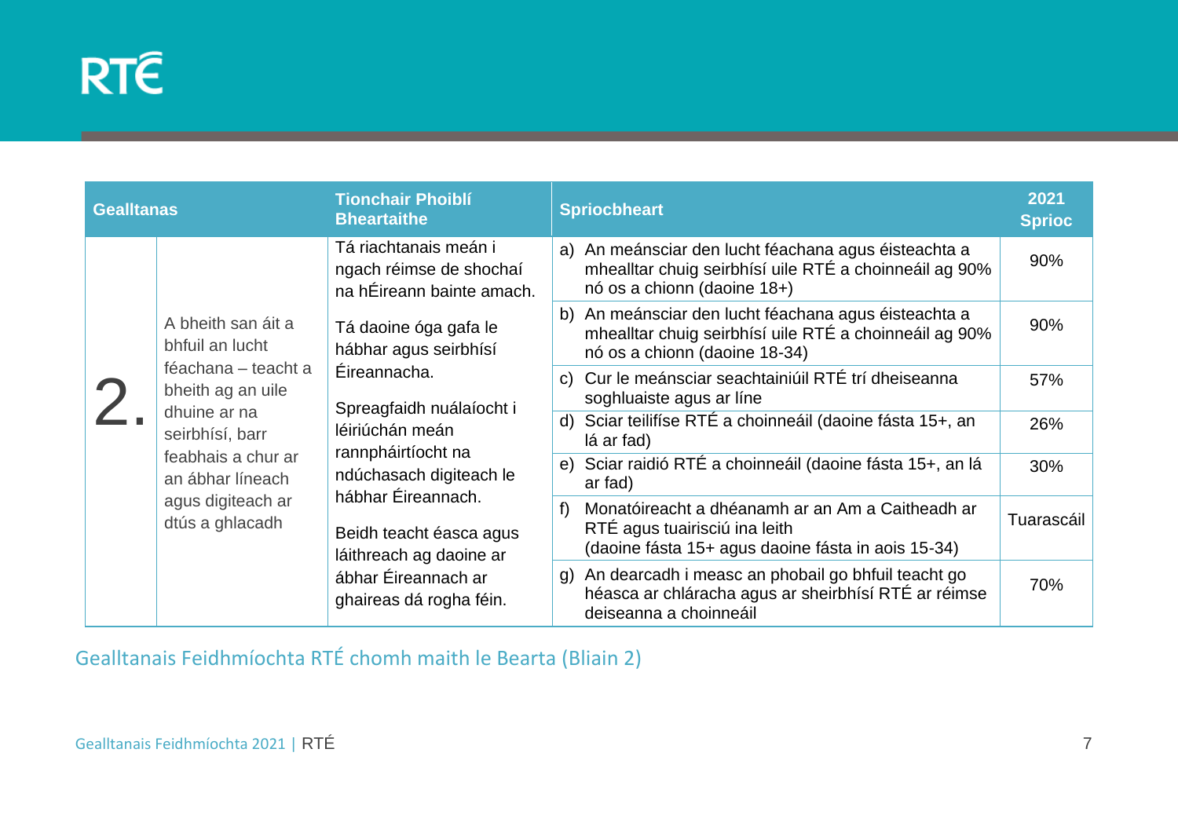| Gealltanas | | Tionchair Phoiblí Bheartaithe | Spriocbheart | 2021 Sprioc |
|---|---|---|---|---|
| 2. | A bheith san áit a bhfuil an lucht féachana – teacht a bheith ag an uile dhuine ar na seirbhísí, barr feabhais a chur ar an ábhar líneach agus digiteach ar dtús a ghlacadh | Tá riachtanais meán i ngach réimse de shochaí na hÉireann bainte amach.<br><br>Tá daoine óga gafa le hábhar agus seirbhísí Éireannacha.<br><br>Spreagfaidh nuálaíocht i léiriúchán meán rannpháirtíocht na ndúchasach digiteach le hábhar Éireannach.<br><br>Beidh teacht éasca agus láithreach ag daoine ar ábhar Éireannach ar ghaireas dá rogha féin. | a) An meánsciar den lucht féachana agus éisteachta a mhealltar chuig seirbhísí uile RTÉ a choinneáil ag 90% nó os a chionn (daoine 18+) | 90% |
| | | | b) An meánsciar den lucht féachana agus éisteachta a mhealltar chuig seirbhísí uile RTÉ a choinneáil ag 90% nó os a chionn (daoine 18-34) | 90% |
| | | | c) Cur le meánsciar seachtainiúil RTÉ trí dheiseanna soghluaiste agus ar líne | 57% |
| | | | d) Sciar teilifíse RTÉ a choinneáil (daoine fásta 15+, an lá ar fad) | 26% |
| | | | e) Sciar raidió RTÉ a choinneáil (daoine fásta 15+, an lá ar fad) | 30% |
| | | | f) Monatóireacht a dhéanamh ar an Am a Caitheadh ar RTÉ agus tuairisciú ina leith (daoine fásta 15+ agus daoine fásta in aois 15-34) | Tuarascáil |
| | | | g) An dearcadh i measc an phobail go bhfuil teacht go héasca ar chláracha agus ar sheirbhísí RTÉ ar réimse deiseanna a choinneáil | 70% |

Gealltanais Feidhmíochta RTÉ chomh maith le Bearta (Bliain 2)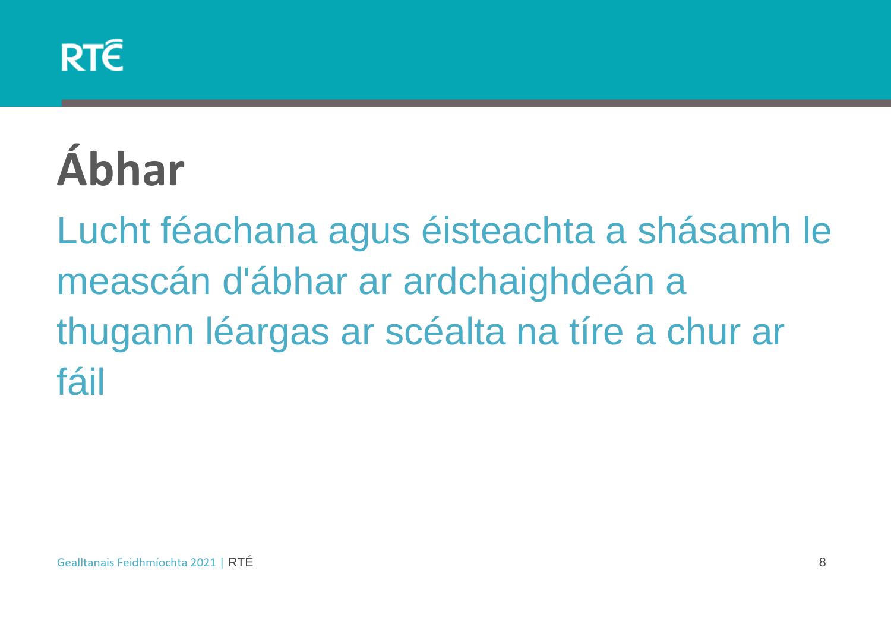# Ábhar

Lucht féachana agus éisteachta a shásamh le meascán d'ábhar ar ardchaighdeán a thugann léargas ar scéalta na tíre a chur ar fáil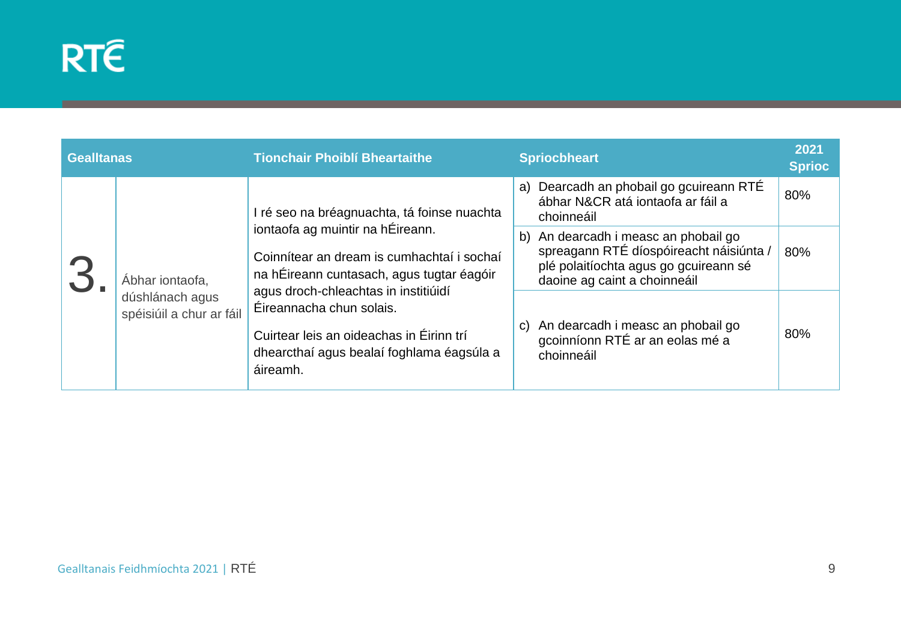| Gealltanas | | Tionchair Phoiblí Bheartaithe | Spriocbheart | 2021 Sprioc |
|---|---|---|---|---|
| 3. | Ábhar iontaofa, dúshlánach agus spéisiúil a chur ar fáil | I ré seo na bréagnuachta, tá foinse nuachta iontaofa ag muintir na hÉireann.<br><br>Coinnítear an dream is cumhachtaí i sochaí na hÉireann cuntasach, agus tugtar éagóir agus droch-chleachtas in institiúidí Éireannacha chun solais.<br><br>Cuirtear leis an oideachas in Éirinn trí dhearcthaí agus bealaí foghlama éagsúla a áireamh. | a) Dearcadh an phobail go gcuireann RTÉ ábhar N&CR atá iontaofa ar fáil a choinneáil | 80% |
| | | | b) An dearcadh i measc an phobail go spreagann RTÉ díospóireacht náisiúnta / plé polaitíochta agus go gcuireann sé daoine ag caint a choinneáil | 80% |
| | | | c) An dearcadh i measc an phobail go gcoinníonn RTÉ ar an eolas mé a choinneáil | 80% |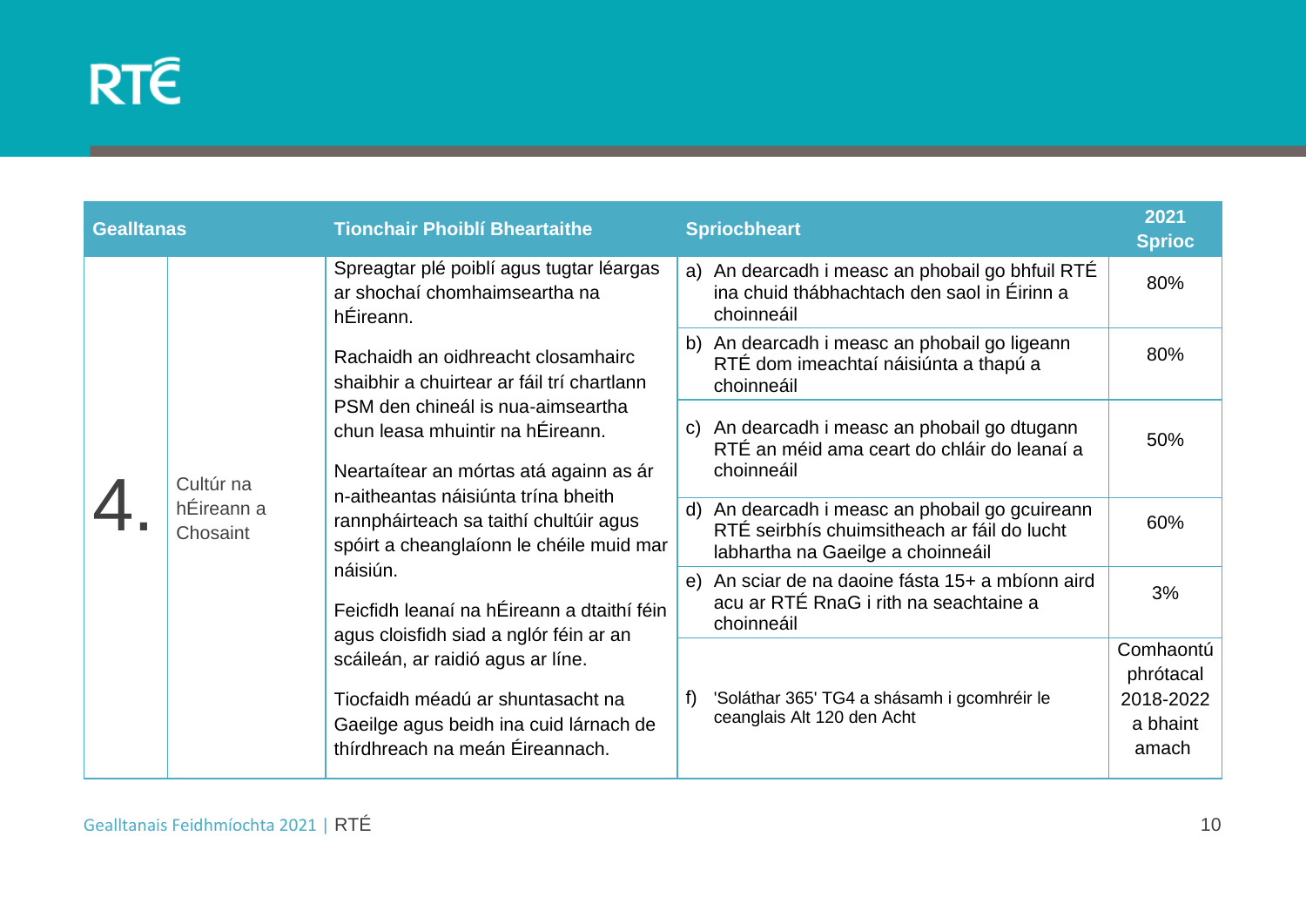| Gealltanas | | Tionchair Phoiblí Bheartaithe | Spriocbheart | 2021 Sprioc |
|---|---|---|---|---|
| 4. | Cultúr na hÉireann a Chosaint | Spreagtar plé poiblí agus tugtar léargas ar shochaí chomhaimseartha na hÉireann.<br><br>Rachaidh an oidhreacht closamhairc shaibhir a chuirtear ar fáil trí chartlann PSM den chineál is nua-aimseartha chun leasa mhuintir na hÉireann.<br><br>Neartaítear an mórtas atá againn as ár n-aitheantas náisiúnta trína bheith rannpháirteach sa taithí chultúir agus spóirt a cheanglaíonn le chéile muid mar náisiún.<br><br>Feicfidh leanaí na hÉireann a dtaithí féin agus cloisfidh siad a nglór féin ar an scáileán, ar raidió agus ar líne.<br><br>Tiocfaidh méadú ar shuntasacht na Gaeilge agus beidh ina cuid lárnach de thírdhreach na meán Éireannach. | a) An dearcadh i measc an phobail go bhfuil RTÉ ina chuid thábhachtach den saol in Éirinn a choinneáil | 80% |
| | | | b) An dearcadh i measc an phobail go ligeann RTÉ dom imeachtaí náisiúnta a thapú a choinneáil | 80% |
| | | | c) An dearcadh i measc an phobail go dtugann RTÉ an méid ama ceart do chláir do leanaí a choinneáil | 50% |
| | | | d) An dearcadh i measc an phobail go gcuireann RTÉ seirbhís chuimsitheach ar fáil do lucht labhartha na Gaeilge a choinneáil | 60% |
| | | | e) An sciar de na daoine fásta 15+ a mbíonn aird acu ar RTÉ RnaG i rith na seachtaine a choinneáil | 3% |
| | | | f) 'Soláthar 365' TG4 a shásamh i gcomhréir le ceanglais Alt 120 den Acht | Comhaontú phrótacal 2018-2022 a bhaint amach |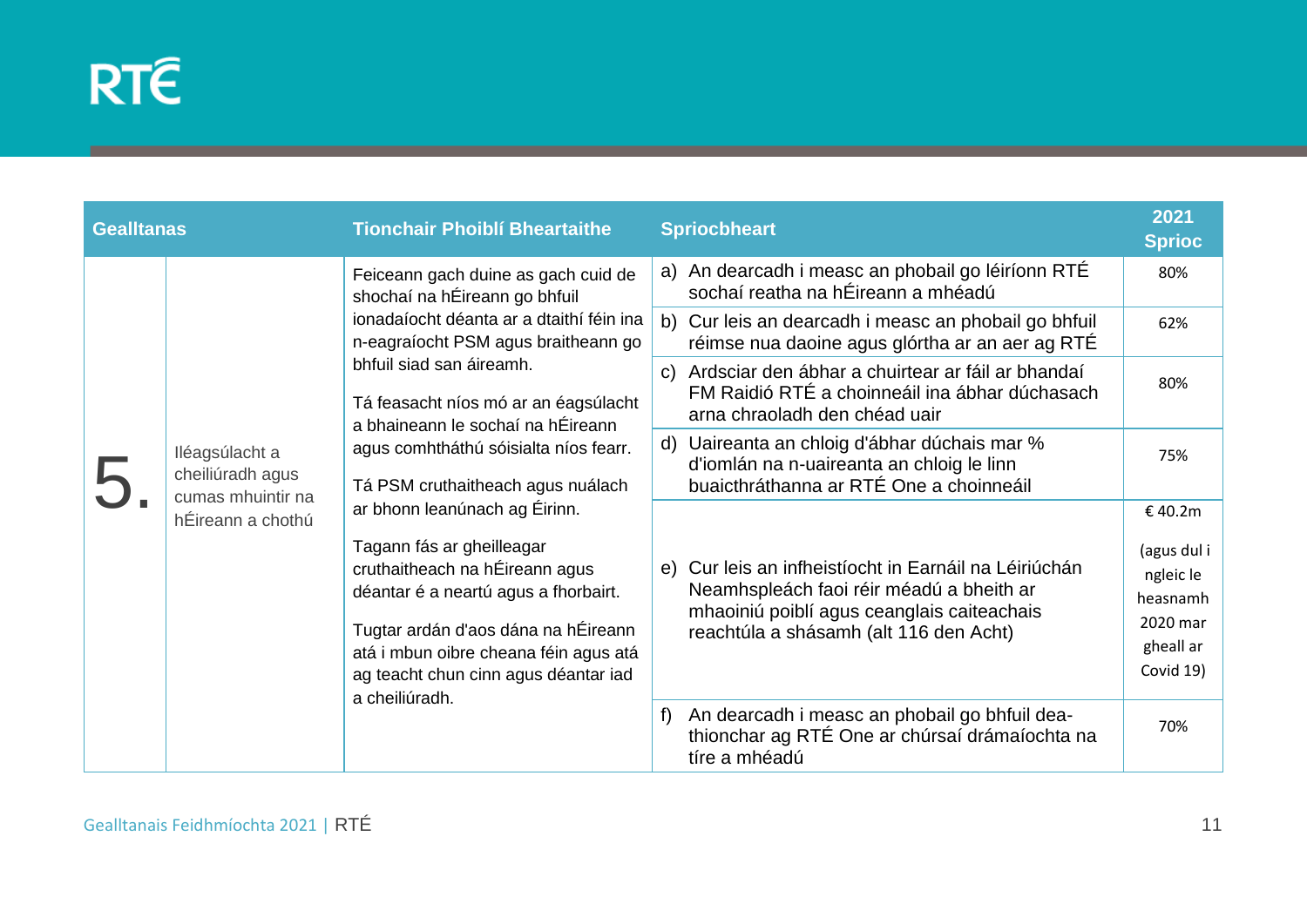| Gealltanas | | Tionchair Phoiblí Bheartaithe | Spriocbheart | 2021 Sprioc |
|---|---|---|---|---|
| 5. | Iléagsúlacht a cheiliúradh agus cumas mhuintir na hÉireann a chothú | Feiceann gach duine as gach cuid de shochaí na hÉireann go bhfuil ionadaíocht déanta ar a dtaithí féin ina n-eagraíocht PSM agus braitheann go bhfuil siad san áireamh.<br><br>Tá feasacht níos mó ar an éagsúlacht a bhaineann le sochaí na hÉireann agus comhtháthú sóisialta níos fearr.<br><br>Tá PSM cruthaitheach agus nuálach ar bhonn leanúnach ag Éirinn.<br><br>Tagann fás ar gheilleagar cruthaitheach na hÉireann agus déantar é a neartú agus a fhorbairt.<br><br>Tugtar ardán d'aos dána na hÉireann atá i mbun oibre cheana féin agus atá ag teacht chun cinn agus déantar iad a cheiliúradh. | a) An dearcadh i measc an phobail go léiríonn RTÉ sochaí reatha na hÉireann a mhéadú | 80% |
| | | | b) Cur leis an dearcadh i measc an phobail go bhfuil réimse nua daoine agus glórtha ar an aer ag RTÉ | 62% |
| | | | c) Ardsciar den ábhar a chuirtear ar fáil ar bhandaí FM Raidió RTÉ a choinneáil ina ábhar dúchasach arna chraoladh den chéad uair | 80% |
| | | | d) Uaireanta an chloig d'ábhar dúchais mar % d'iomlán na n-uaireanta an chloig le linn buaicthráthanna ar RTÉ One a choinneáil | 75% |
| | | | e) Cur leis an infheistíocht in Earnáil na Léiriúchán Neamhspleách faoi réir méadú a bheith ar mhaoiniú poiblí agus ceanglais caiteachais reachtúla a shásamh (alt 116 den Acht) | € 40.2m<br><br>(agus dul i ngleic le heasnamh 2020 mar gheall ar Covid 19) |
| | | | f) An dearcadh i measc an phobail go bhfuil dea-thionchar ag RTÉ One ar chúrsaí drámaíochta na tíre a mhéadú | 70% |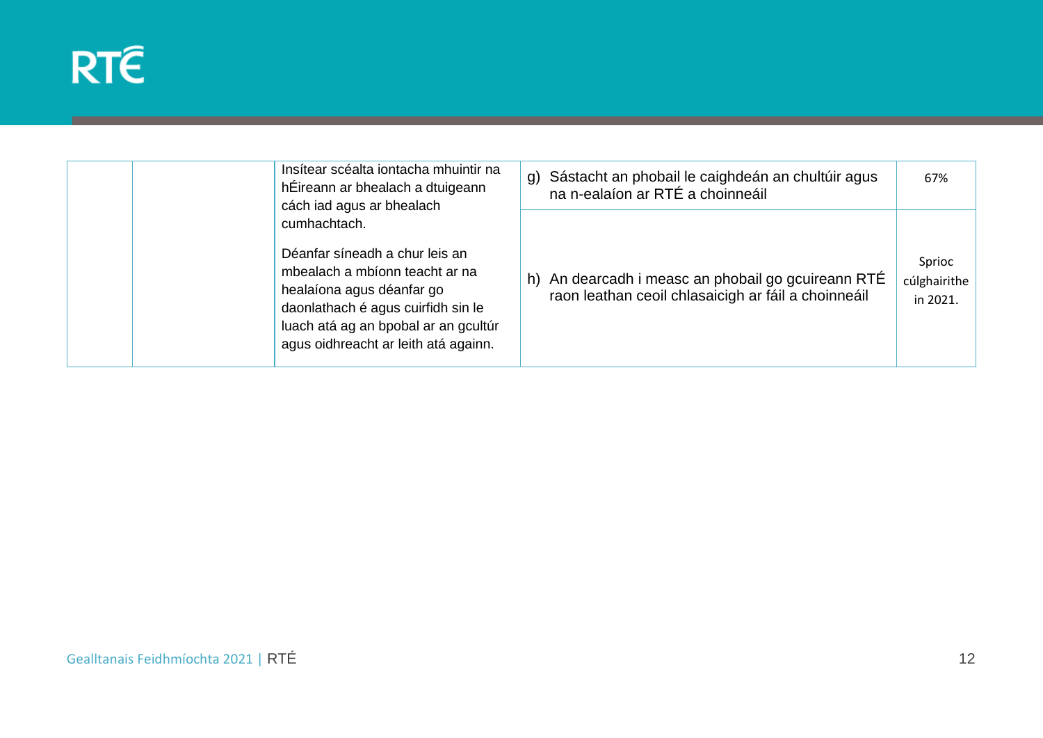| | | | | |
|---|---|---|---|---|
| | | Insítear scéalta iontacha mhuintir na hÉireann ar bhealach a dtuigeann cách iad agus ar bhealach cumhachtach.<br><br>Déanfar síneadh a chur leis an mbealach a mbíonn teacht ar na healaíona agus déanfar go daonlathach é agus cuirfidh sin le luach atá ag an bpobal ar an gcultúr agus oidhreacht ar leith atá againn. | g) Sástacht an phobail le caighdeán an chultúir agus na n-ealaíon ar RTÉ a choinneáil | 67% |
| | | | h) An dearcadh i measc an phobail go gcuireann RTÉ raon leathan ceoil chlasaicigh ar fáil a choinneáil | Sprioc cúlghairithe in 2021. |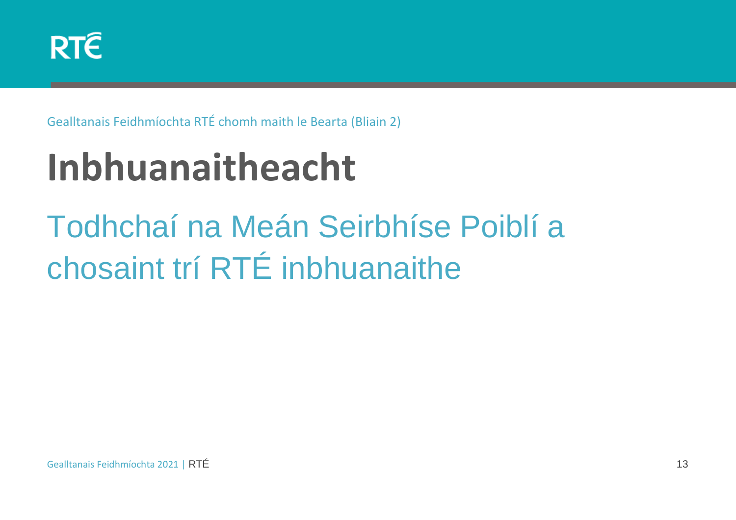Gealltanais Feidhmíochta RTÉ chomh maith le Bearta (Bliain 2)

# Inbhuanaitheacht

## Todhchaí na Meán Seirbhíse Poiblí a chosaint trí RTÉ inbhuanaithe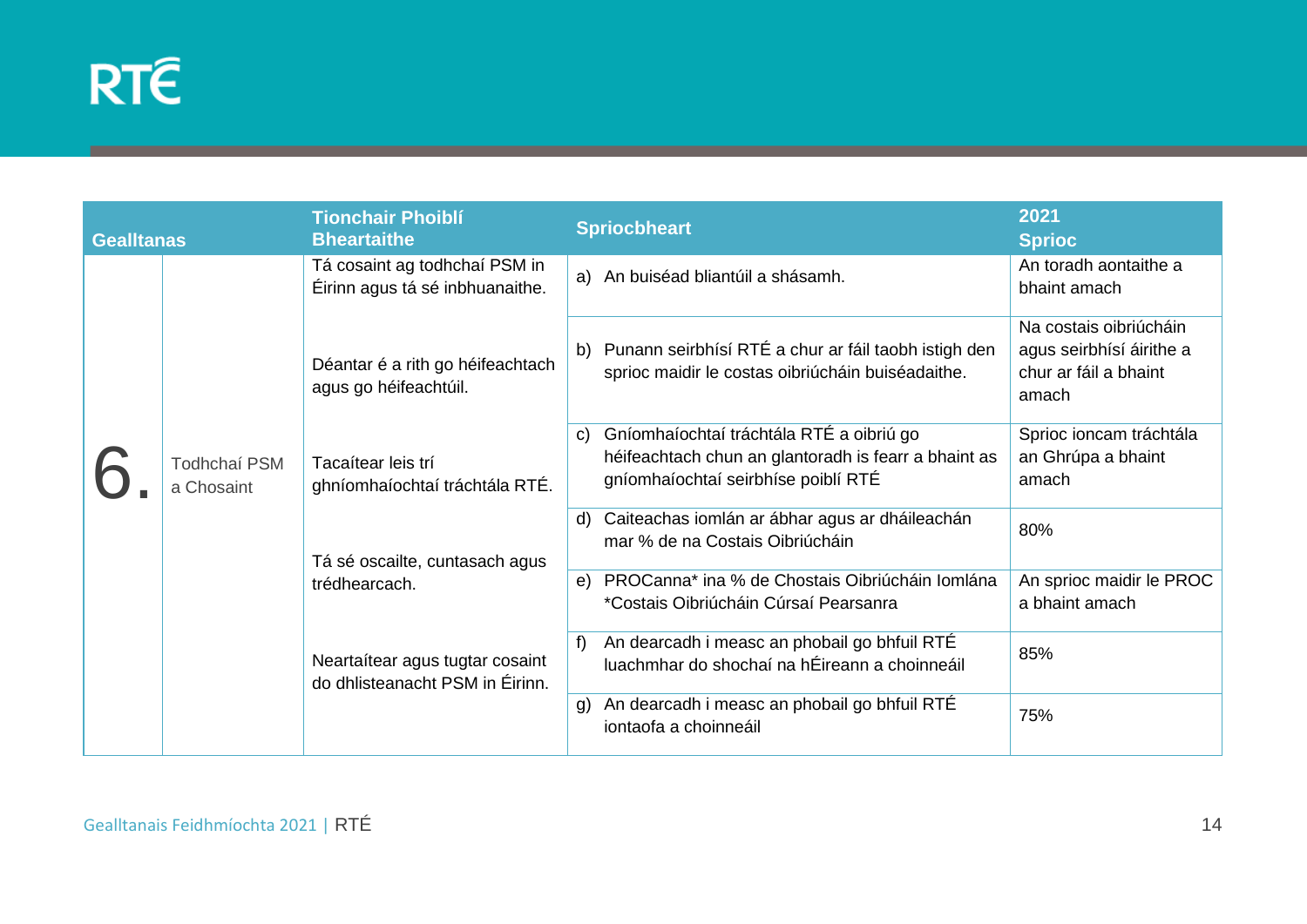| Gealltanas | | Tionchair Phoiblí Bheartaithe | Spriocbheart | 2021 Sprioc |
|---|---|---|---|---|
| 6. | Todhchaí PSM a Chosaint | Tá cosaint ag todhchaí PSM in Éirinn agus tá sé inbhuanaithe. | a) An buiséad bliantúil a shásamh. | An toradh aontaithe a bhaint amach |
| | | Déantar é a rith go héifeachtach agus go héifeachtúil. | b) Punann seirbhísí RTÉ a chur ar fáil taobh istigh den sprioc maidir le costas oibriúcháin buiséadaithe. | Na costais oibriúcháin agus seirbhísí áirithe a chur ar fáil a bhaint amach |
| | | Tacaítear leis trí ghníomhaíochtaí tráchtála RTÉ. | c) Gníomhaíochtaí tráchtála RTÉ a oibriú go héifeachtach chun an glantoradh is fearr a bhaint as gníomhaíochtaí seirbhíse poiblí RTÉ | Sprioc ioncam tráchtála an Ghrúpa a bhaint amach |
| | | Tá sé oscailte, cuntasach agus trédhearcach. | d) Caiteachas iomlán ar ábhar agus ar dháileachán mar % de na Costais Oibriúcháin | 80% |
| | | | e) PROCanna* ina % de Chostais Oibriúcháin Iomlána *Costais Oibriúcháin Cúrsaí Pearsanra | An sprioc maidir le PROC a bhaint amach |
| | | Neartaítear agus tugtar cosaint do dhlisteanacht PSM in Éirinn. | f) An dearcadh i measc an phobail go bhfuil RTÉ luachmhar do shochaí na hÉireann a choinneáil | 85% |
| | | | g) An dearcadh i measc an phobail go bhfuil RTÉ iontaofa a choinneáil | 75% |